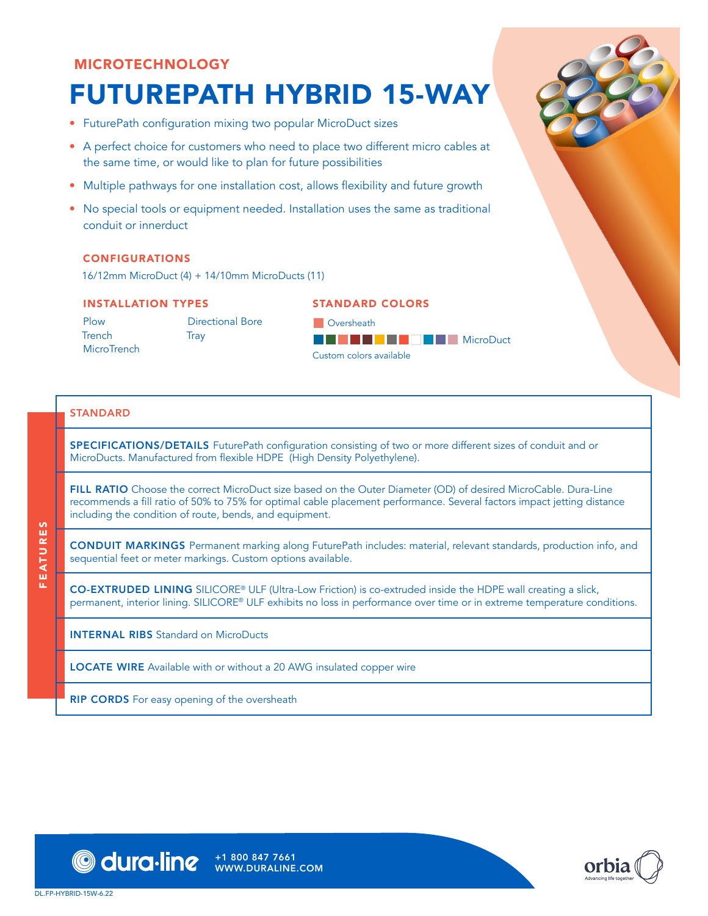MICROTECHNOLOGY

# FUTUREPATH HYBRID 15-WAY

- FuturePath configuration mixing two popular MicroDuct sizes
- A perfect choice for customers who need to place two different micro cables at the same time, or would like to plan for future possibilities
- Multiple pathways for one installation cost, allows flexibility and future growth
- No special tools or equipment needed. Installation uses the same as traditional conduit or innerduct

## CONFIGURATIONS

16/12mm MicroDuct (4) + 14/10mm MicroDucts (11)

## INSTALLATION TYPES

Plow
Trench
MicroTrench
Directional Bore
Tray

## STANDARD COLORS

Oversheath

MicroDuct

Custom colors available

## FEATURES

### STANDARD

**SPECIFICATIONS/DETAILS** FuturePath configuration consisting of two or more different sizes of conduit and or MicroDucts. Manufactured from flexible HDPE (High Density Polyethylene).

**FILL RATIO** Choose the correct MicroDuct size based on the Outer Diameter (OD) of desired MicroCable. Dura-Line recommends a fill ratio of 50% to 75% for optimal cable placement performance. Several factors impact jetting distance including the condition of route, bends, and equipment.

**CONDUIT MARKINGS** Permanent marking along FuturePath includes: material, relevant standards, production info, and sequential feet or meter markings. Custom options available.

**CO-EXTRUDED LINING** SILICORE® ULF (Ultra-Low Friction) is co-extruded inside the HDPE wall creating a slick, permanent, interior lining. SILICORE® ULF exhibits no loss in performance over time or in extreme temperature conditions.

**INTERNAL RIBS** Standard on MicroDucts

**LOCATE WIRE** Available with or without a 20 AWG insulated copper wire

**RIP CORDS** For easy opening of the oversheath

dura·line +1 800 847 7661 WWW.DURALINE.COM

orbia Advancing life together

DL.FP-HYBRID-15W-6.22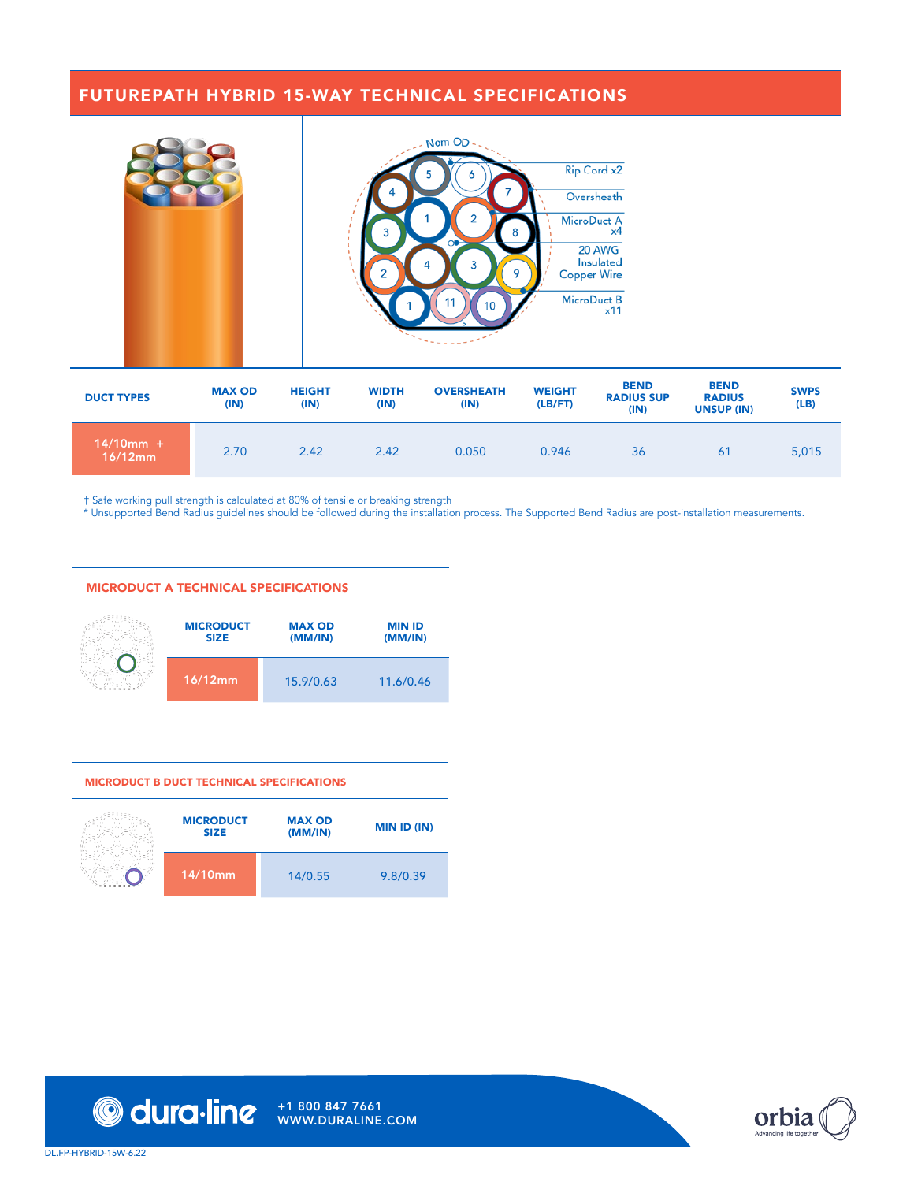# FUTUREPATH HYBRID 15-WAY TECHNICAL SPECIFICATIONS

Nom OD

Rip Cord x2

Oversheath

MicroDuct A x4

20 AWG Insulated Copper Wire

MicroDuct B x11

| DUCT TYPES | MAX OD (IN) | HEIGHT (IN) | WIDTH (IN) | OVERSHEATH (IN) | WEIGHT (LB/FT) | BEND RADIUS SUP (IN) | BEND RADIUS UNSUP (IN) | SWPS (LB) |
|---|---|---|---|---|---|---|---|---|
| 14/10mm + 16/12mm | 2.70 | 2.42 | 2.42 | 0.050 | 0.946 | 36 | 61 | 5,015 |

† Safe working pull strength is calculated at 80% of tensile or breaking strength

* Unsupported Bend Radius guidelines should be followed during the installation process. The Supported Bend Radius are post-installation measurements.

## MICRODUCT A TECHNICAL SPECIFICATIONS

| MICRODUCT SIZE | MAX OD (MM/IN) | MIN ID (MM/IN) |
|---|---|---|
| 16/12mm | 15.9/0.63 | 11.6/0.46 |

## MICRODUCT B DUCT TECHNICAL SPECIFICATIONS

| MICRODUCT SIZE | MAX OD (MM/IN) | MIN ID (IN) |
|---|---|---|
| 14/10mm | 14/0.55 | 9.8/0.39 |

dura·line +1 800 847 7661 WWW.DURALINE.COM

orbia Advancing life together

DL.FP-HYBRID-15W-6.22